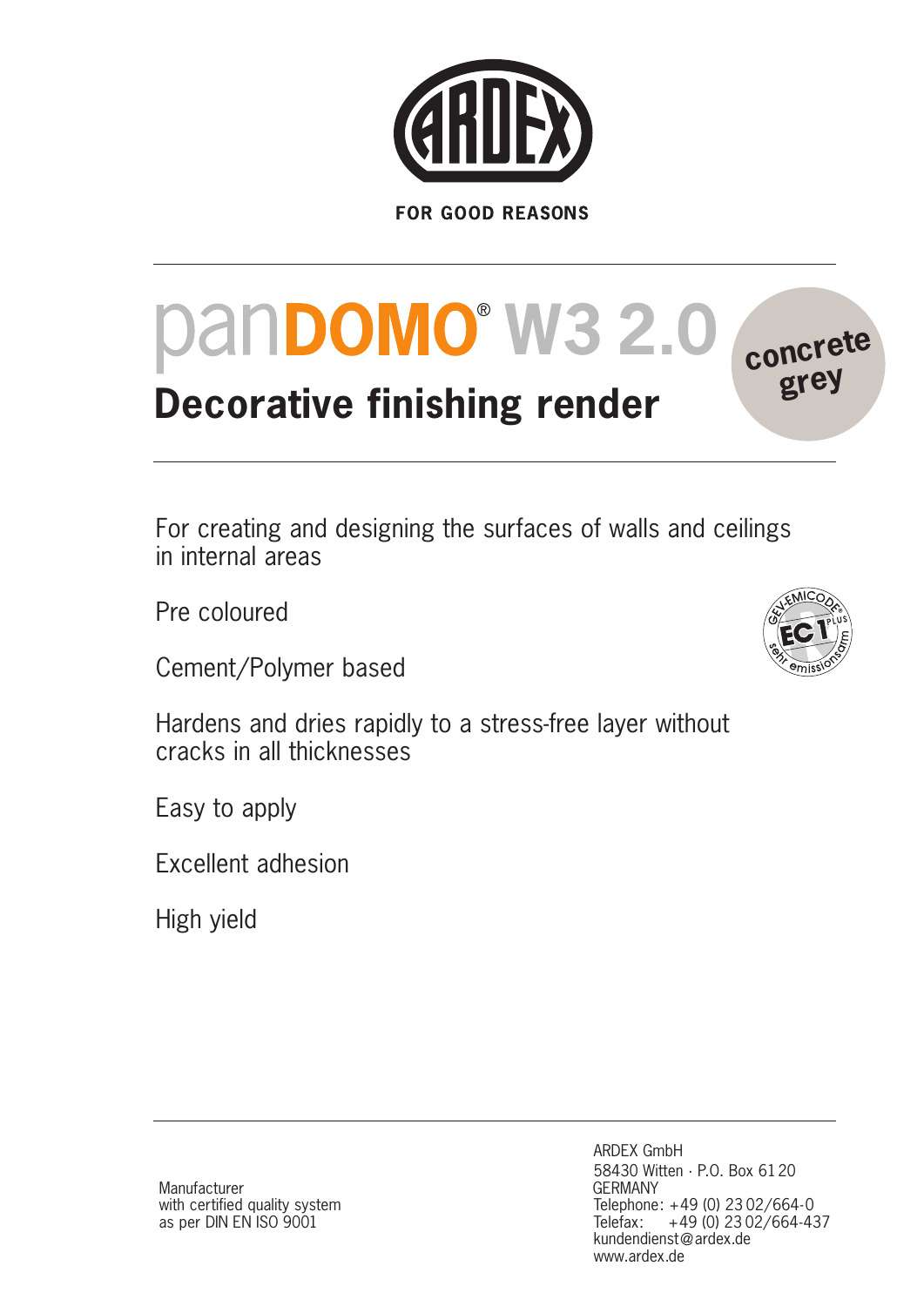ARDEX

FOR GOOD REASONS

# panDOMO® W3 2.0

## Decorative finishing render

concrete grey

For creating and designing the surfaces of walls and ceilings in internal areas

Pre coloured

Cement/Polymer based

Hardens and dries rapidly to a stress-free layer without cracks in all thicknesses

Easy to apply

Excellent adhesion

High yield

GEV-EMICODE EC1 PLUS sehr emissionsarm

Manufacturer
with certified quality system
as per DIN EN ISO 9001

ARDEX GmbH
58430 Witten · P.O. Box 61 20
GERMANY
Telephone: +49 (0) 23 02/664-0
Telefax: +49 (0) 23 02/664-437
kundendienst@ardex.de
www.ardex.de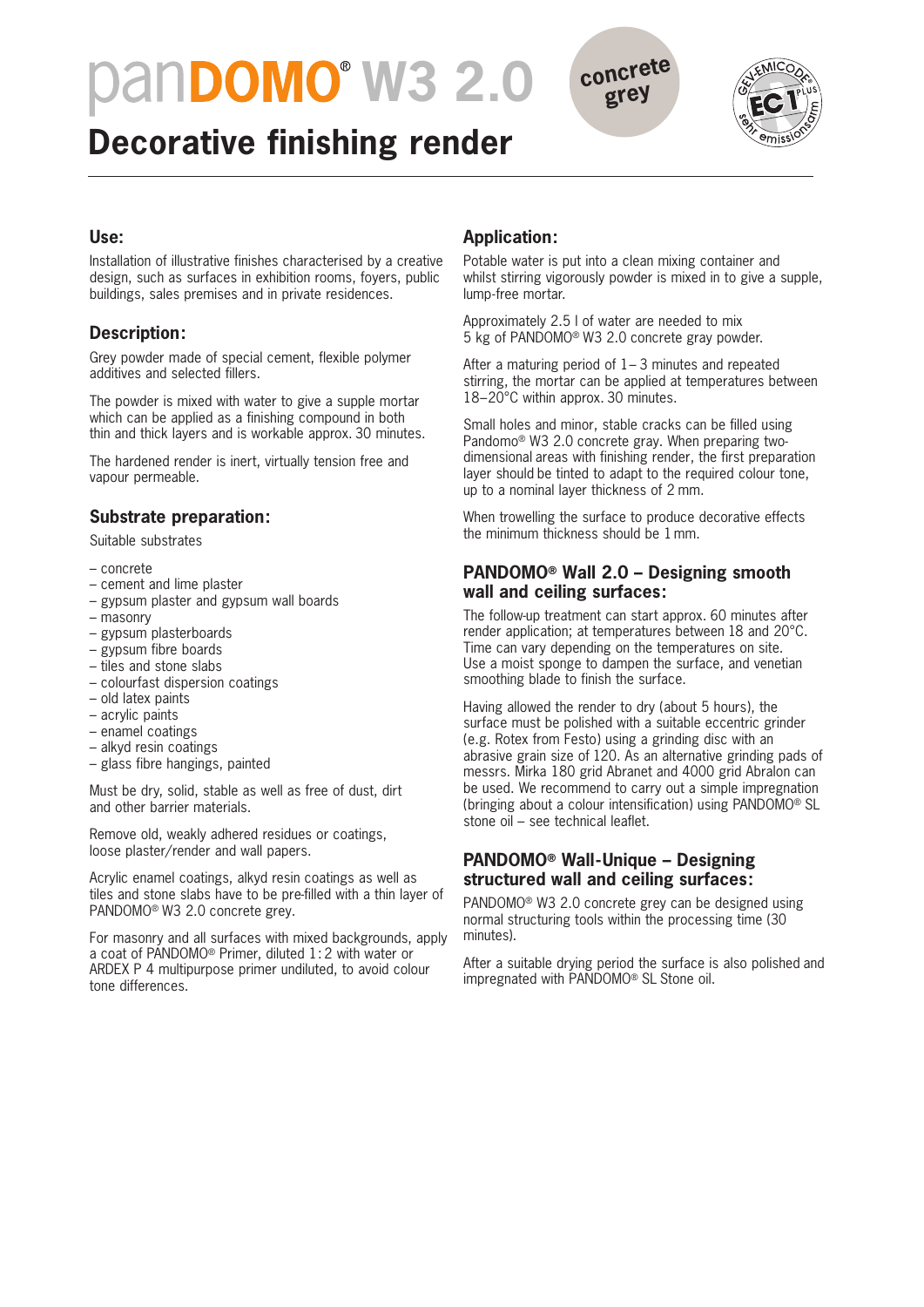# panDOMO® W3 2.0

concrete grey

## Decorative finishing render

### Use:

Installation of illustrative finishes characterised by a creative design, such as surfaces in exhibition rooms, foyers, public buildings, sales premises and in private residences.

### Description:

Grey powder made of special cement, flexible polymer additives and selected fillers.

The powder is mixed with water to give a supple mortar which can be applied as a finishing compound in both thin and thick layers and is workable approx. 30 minutes.

The hardened render is inert, virtually tension free and vapour permeable.

### Substrate preparation:

Suitable substrates

- concrete
- cement and lime plaster
- gypsum plaster and gypsum wall boards
- masonry
- gypsum plasterboards
- gypsum fibre boards
- tiles and stone slabs
- colourfast dispersion coatings
- old latex paints
- acrylic paints
- enamel coatings
- alkyd resin coatings
- glass fibre hangings, painted

Must be dry, solid, stable as well as free of dust, dirt and other barrier materials.

Remove old, weakly adhered residues or coatings, loose plaster/render and wall papers.

Acrylic enamel coatings, alkyd resin coatings as well as tiles and stone slabs have to be pre-filled with a thin layer of PANDOMO® W3 2.0 concrete grey.

For masonry and all surfaces with mixed backgrounds, apply a coat of PANDOMO® Primer, diluted 1:2 with water or ARDEX P 4 multipurpose primer undiluted, to avoid colour tone differences.

### Application:

Potable water is put into a clean mixing container and whilst stirring vigorously powder is mixed in to give a supple, lump-free mortar.

Approximately 2.5 l of water are needed to mix 5 kg of PANDOMO® W3 2.0 concrete gray powder.

After a maturing period of 1– 3 minutes and repeated stirring, the mortar can be applied at temperatures between 18–20°C within approx. 30 minutes.

Small holes and minor, stable cracks can be filled using Pandomo® W3 2.0 concrete gray. When preparing two-dimensional areas with finishing render, the first preparation layer should be tinted to adapt to the required colour tone, up to a nominal layer thickness of 2 mm.

When trowelling the surface to produce decorative effects the minimum thickness should be 1 mm.

### PANDOMO® Wall 2.0 – Designing smooth wall and ceiling surfaces:

The follow-up treatment can start approx. 60 minutes after render application; at temperatures between 18 and 20°C. Time can vary depending on the temperatures on site. Use a moist sponge to dampen the surface, and venetian smoothing blade to finish the surface.

Having allowed the render to dry (about 5 hours), the surface must be polished with a suitable eccentric grinder (e.g. Rotex from Festo) using a grinding disc with an abrasive grain size of 120. As an alternative grinding pads of messrs. Mirka 180 grid Abranet and 4000 grid Abralon can be used. We recommend to carry out a simple impregnation (bringing about a colour intensification) using PANDOMO® SL stone oil – see technical leaflet.

### PANDOMO® Wall-Unique – Designing structured wall and ceiling surfaces:

PANDOMO® W3 2.0 concrete grey can be designed using normal structuring tools within the processing time (30 minutes).

After a suitable drying period the surface is also polished and impregnated with PANDOMO® SL Stone oil.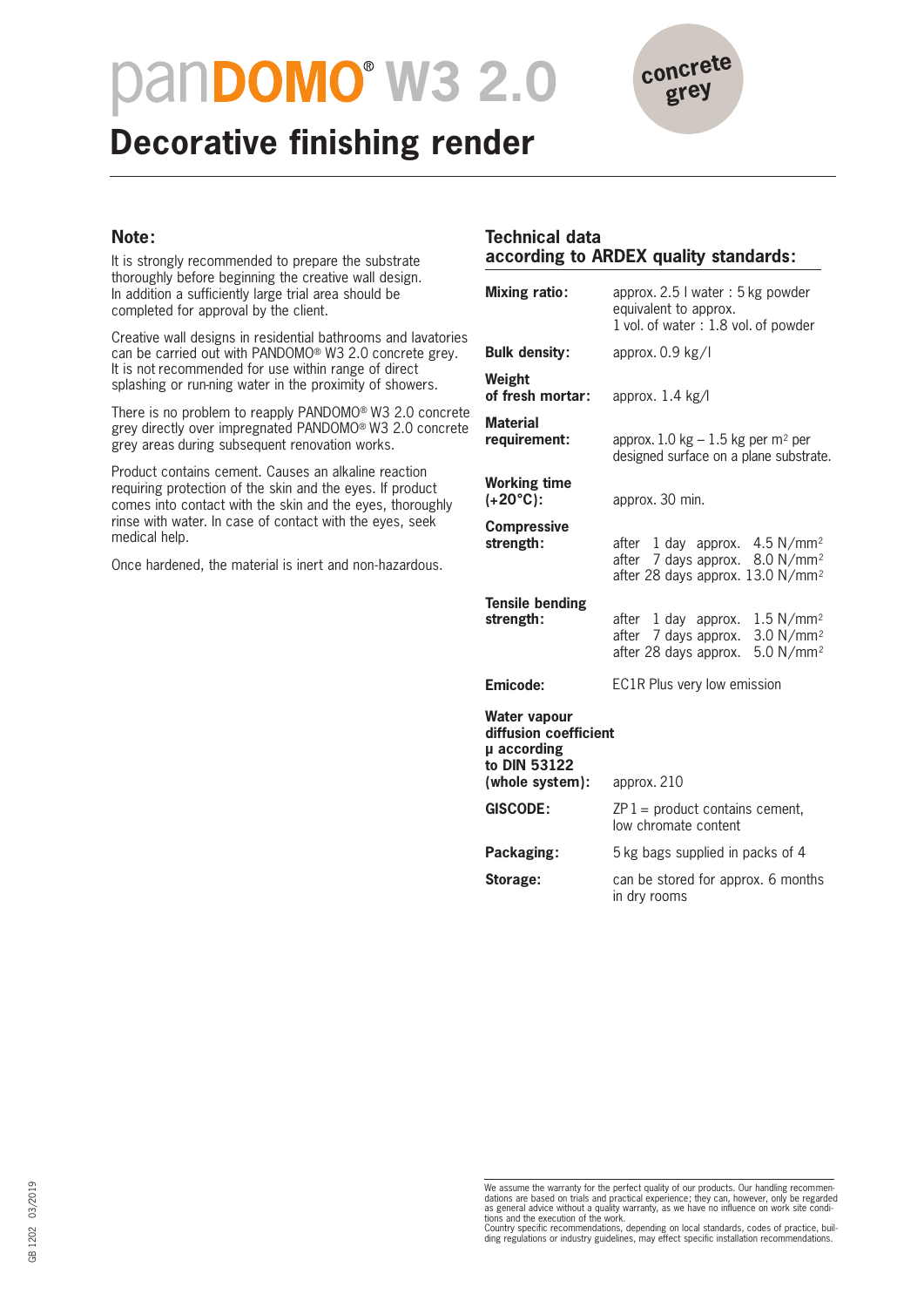# panDOMO® W3 2.0

concrete grey

## Decorative finishing render

### Note:

It is strongly recommended to prepare the substrate thoroughly before beginning the creative wall design. In addition a sufficiently large trial area should be completed for approval by the client.

Creative wall designs in residential bathrooms and lavatories can be carried out with PANDOMO® W3 2.0 concrete grey. It is not recommended for use within range of direct splashing or run-ning water in the proximity of showers.

There is no problem to reapply PANDOMO® W3 2.0 concrete grey directly over impregnated PANDOMO® W3 2.0 concrete grey areas during subsequent renovation works.

Product contains cement. Causes an alkaline reaction requiring protection of the skin and the eyes. If product comes into contact with the skin and the eyes, thoroughly rinse with water. In case of contact with the eyes, seek medical help.

Once hardened, the material is inert and non-hazardous.

### Technical data according to ARDEX quality standards:

| | |
|---|---|
| **Mixing ratio:** | approx. 2.5 l water : 5 kg powder equivalent to approx. 1 vol. of water : 1.8 vol. of powder |
| **Bulk density:** | approx. 0.9 kg/l |
| **Weight of fresh mortar:** | approx. 1.4 kg/l |
| **Material requirement:** | approx. 1.0 kg – 1.5 kg per m² per designed surface on a plane substrate. |
| **Working time (+20°C):** | approx. 30 min. |
| **Compressive strength:** | after 1 day approx. 4.5 N/mm² <br> after 7 days approx. 8.0 N/mm² <br> after 28 days approx. 13.0 N/mm² |
| **Tensile bending strength:** | after 1 day approx. 1.5 N/mm² <br> after 7 days approx. 3.0 N/mm² <br> after 28 days approx. 5.0 N/mm² |
| **Emicode:** | EC1R Plus very low emission |
| **Water vapour diffusion coefficient µ according to DIN 53122 (whole system):** | approx. 210 |
| **GISCODE:** | ZP 1 = product contains cement, low chromate content |
| **Packaging:** | 5 kg bags supplied in packs of 4 |
| **Storage:** | can be stored for approx. 6 months in dry rooms |

We assume the warranty for the perfect quality of our products. Our handling recommendations are based on trials and practical experience; they can, however, only be regarded as general advice without a quality warranty, as we have no influence on work site conditions and the execution of the work.
Country specific recommendations, depending on local standards, codes of practice, building regulations or industry guidelines, may effect specific installation recommendations.

GB 1202 03/2019